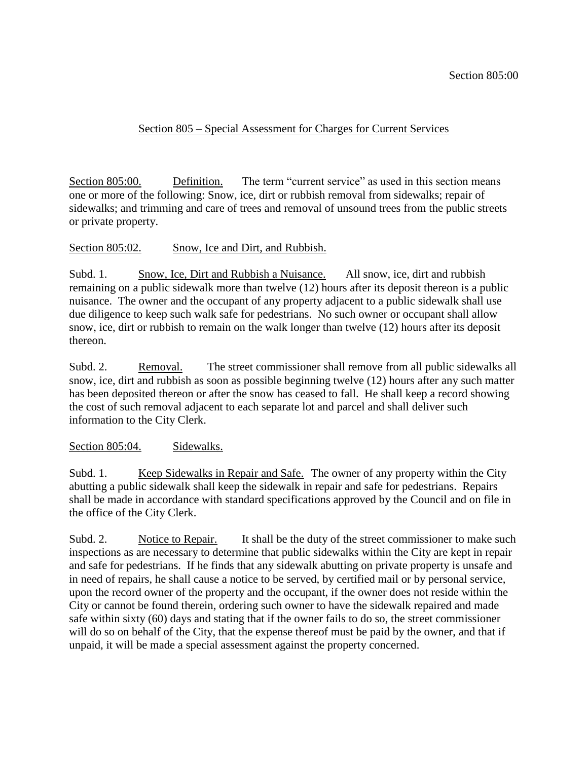## Section 805 – Special Assessment for Charges for Current Services

Section 805:00. Definition. The term "current service" as used in this section means one or more of the following: Snow, ice, dirt or rubbish removal from sidewalks; repair of sidewalks; and trimming and care of trees and removal of unsound trees from the public streets or private property.

### Section 805:02. Snow, Ice and Dirt, and Rubbish.

Subd. 1. Snow, Ice, Dirt and Rubbish a Nuisance. All snow, ice, dirt and rubbish remaining on a public sidewalk more than twelve (12) hours after its deposit thereon is a public nuisance. The owner and the occupant of any property adjacent to a public sidewalk shall use due diligence to keep such walk safe for pedestrians. No such owner or occupant shall allow snow, ice, dirt or rubbish to remain on the walk longer than twelve (12) hours after its deposit thereon.

Subd. 2. Removal. The street commissioner shall remove from all public sidewalks all snow, ice, dirt and rubbish as soon as possible beginning twelve (12) hours after any such matter has been deposited thereon or after the snow has ceased to fall. He shall keep a record showing the cost of such removal adjacent to each separate lot and parcel and shall deliver such information to the City Clerk.

### Section 805:04. Sidewalks.

Subd. 1. Keep Sidewalks in Repair and Safe. The owner of any property within the City abutting a public sidewalk shall keep the sidewalk in repair and safe for pedestrians. Repairs shall be made in accordance with standard specifications approved by the Council and on file in the office of the City Clerk.

Subd. 2. Notice to Repair. It shall be the duty of the street commissioner to make such inspections as are necessary to determine that public sidewalks within the City are kept in repair and safe for pedestrians. If he finds that any sidewalk abutting on private property is unsafe and in need of repairs, he shall cause a notice to be served, by certified mail or by personal service, upon the record owner of the property and the occupant, if the owner does not reside within the City or cannot be found therein, ordering such owner to have the sidewalk repaired and made safe within sixty (60) days and stating that if the owner fails to do so, the street commissioner will do so on behalf of the City, that the expense thereof must be paid by the owner, and that if unpaid, it will be made a special assessment against the property concerned.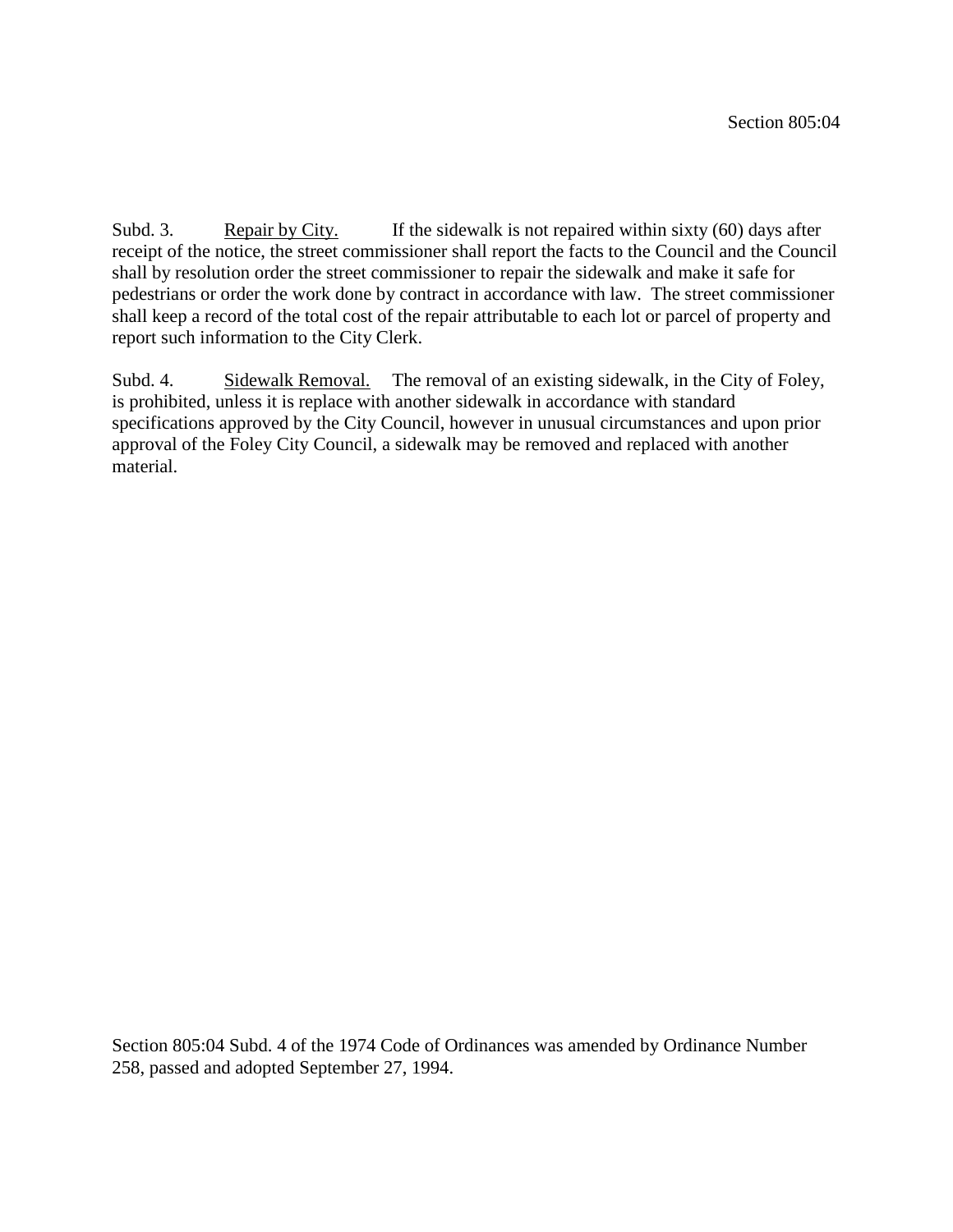Subd. 3. Repair by City. If the sidewalk is not repaired within sixty (60) days after receipt of the notice, the street commissioner shall report the facts to the Council and the Council shall by resolution order the street commissioner to repair the sidewalk and make it safe for pedestrians or order the work done by contract in accordance with law. The street commissioner shall keep a record of the total cost of the repair attributable to each lot or parcel of property and report such information to the City Clerk.

Subd. 4. Sidewalk Removal. The removal of an existing sidewalk, in the City of Foley, is prohibited, unless it is replace with another sidewalk in accordance with standard specifications approved by the City Council, however in unusual circumstances and upon prior approval of the Foley City Council, a sidewalk may be removed and replaced with another material.

Section 805:04 Subd. 4 of the 1974 Code of Ordinances was amended by Ordinance Number 258, passed and adopted September 27, 1994.